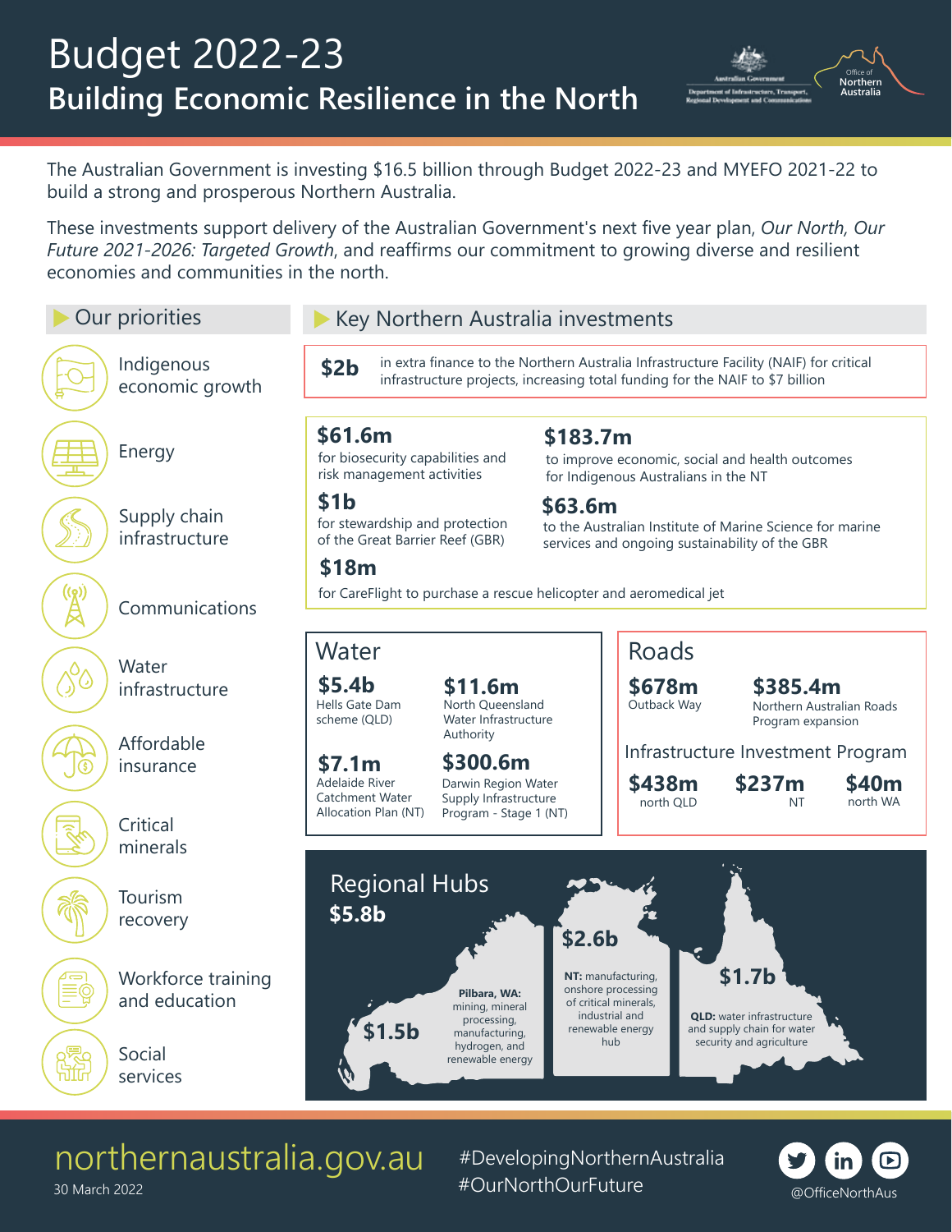# Budget 2022-23

## Building Economic Resilience in the North

The Australian Government is investing $16.5 billion through Budget 2022-23 and MYEFO 2021-22 to build a strong and prosperous Northern Australia.

These investments support delivery of the Australian Government's next five year plan, *Our North, Our Future 2021-2026: Targeted Growth*, and reaffirms our commitment to growing diverse and resilient economies and communities in the north.

### Our priorities

- Indigenous economic growth
- Energy
- Supply chain infrastructure
- Communications
- Water infrastructure
- Affordable insurance
- Critical minerals
- Tourism recovery
- Workforce training and education
- Social services

### Key Northern Australia investments

**$2b** in extra finance to the Northern Australia Infrastructure Facility (NAIF) for critical infrastructure projects, increasing total funding for the NAIF to $7 billion

**$61.6m** for biosecurity capabilities and risk management activities

**$183.7m** to improve economic, social and health outcomes for Indigenous Australians in the NT

**$1b** for stewardship and protection of the Great Barrier Reef (GBR)

**$63.6m** to the Australian Institute of Marine Science for marine services and ongoing sustainability of the GBR

**$18m** for CareFlight to purchase a rescue helicopter and aeromedical jet

#### Water

- **$5.4b** Hells Gate Dam scheme (QLD)
- **$11.6m** North Queensland Water Infrastructure Authority
- **$7.1m** Adelaide River Catchment Water Allocation Plan (NT)
- **$300.6m** Darwin Region Water Supply Infrastructure Program - Stage 1 (NT)

#### Roads

- **$678m** Outback Way
- **$385.4m** Northern Australian Roads Program expansion

Infrastructure Investment Program

- **$438m** north QLD
- **$237m** NT
- **$40m** north WA

#### Regional Hubs

**$5.8b**

- **$1.5b** **Pilbara, WA:** mining, mineral processing, manufacturing, hydrogen, and renewable energy
- **$2.6b** **NT:** manufacturing, onshore processing of critical minerals, industrial and renewable energy hub
- **$1.7b** **QLD:** water infrastructure and supply chain for water security and agriculture

northernaustralia.gov.au

30 March 2022

#DevelopingNorthernAustralia
#OurNorthOurFuture

@OfficeNorthAus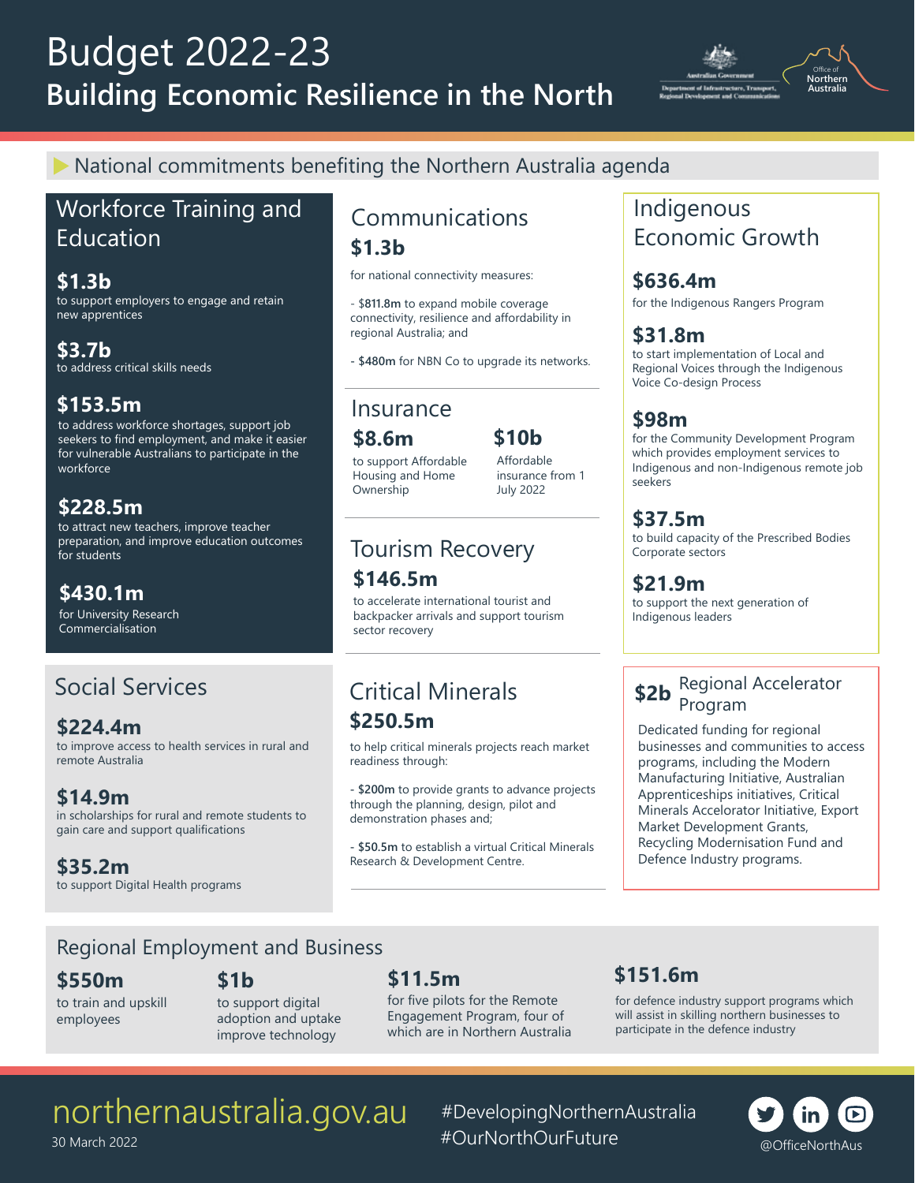# Budget 2022-23

## Building Economic Resilience in the North

Australian Government
Department of Infrastructure, Transport, Regional Development and Communications

Office of Northern Australia

### National commitments benefiting the Northern Australia agenda

### Workforce Training and Education

**$1.3b**
to support employers to engage and retain new apprentices

**$3.7b**
to address critical skills needs

**$153.5m**
to address workforce shortages, support job seekers to find employment, and make it easier for vulnerable Australians to participate in the workforce

**$228.5m**
to attract new teachers, improve teacher preparation, and improve education outcomes for students

**$430.1m**
for University Research Commercialisation

### Communications

**$1.3b**

for national connectivity measures:

- $811.8m to expand mobile coverage connectivity, resilience and affordability in regional Australia; and

- $480m for NBN Co to upgrade its networks.

### Insurance

**$8.6m**
to support Affordable Housing and Home Ownership

**$10b**
Affordable insurance from 1 July 2022

### Tourism Recovery

**$146.5m**
to accelerate international tourist and backpacker arrivals and support tourism sector recovery

### Indigenous Economic Growth

**$636.4m**
for the Indigenous Rangers Program

**$31.8m**
to start implementation of Local and Regional Voices through the Indigenous Voice Co-design Process

**$98m**
for the Community Development Program which provides employment services to Indigenous and non-Indigenous remote job seekers

**$37.5m**
to build capacity of the Prescribed Bodies Corporate sectors

**$21.9m**
to support the next generation of Indigenous leaders

### Social Services

**$224.4m**
to improve access to health services in rural and remote Australia

**$14.9m**
in scholarships for rural and remote students to gain care and support qualifications

**$35.2m**
to support Digital Health programs

### Critical Minerals

**$250.5m**

to help critical minerals projects reach market readiness through:

- $200m to provide grants to advance projects through the planning, design, pilot and demonstration phases and;

- $50.5m to establish a virtual Critical Minerals Research & Development Centre.

### $2b Regional Accelerator Program

Dedicated funding for regional businesses and communities to access programs, including the Modern Manufacturing Initiative, Australian Apprenticeships initiatives, Critical Minerals Accelorator Initiative, Export Market Development Grants, Recycling Modernisation Fund and Defence Industry programs.

### Regional Employment and Business

**$550m**
to train and upskill employees

**$1b**
to support digital adoption and uptake improve technology

**$11.5m**
for five pilots for the Remote Engagement Program, four of which are in Northern Australia

**$151.6m**
for defence industry support programs which will assist in skilling northern businesses to participate in the defence industry

northernaustralia.gov.au
30 March 2022

#DevelopingNorthernAustralia
#OurNorthOurFuture

@OfficeNorthAus